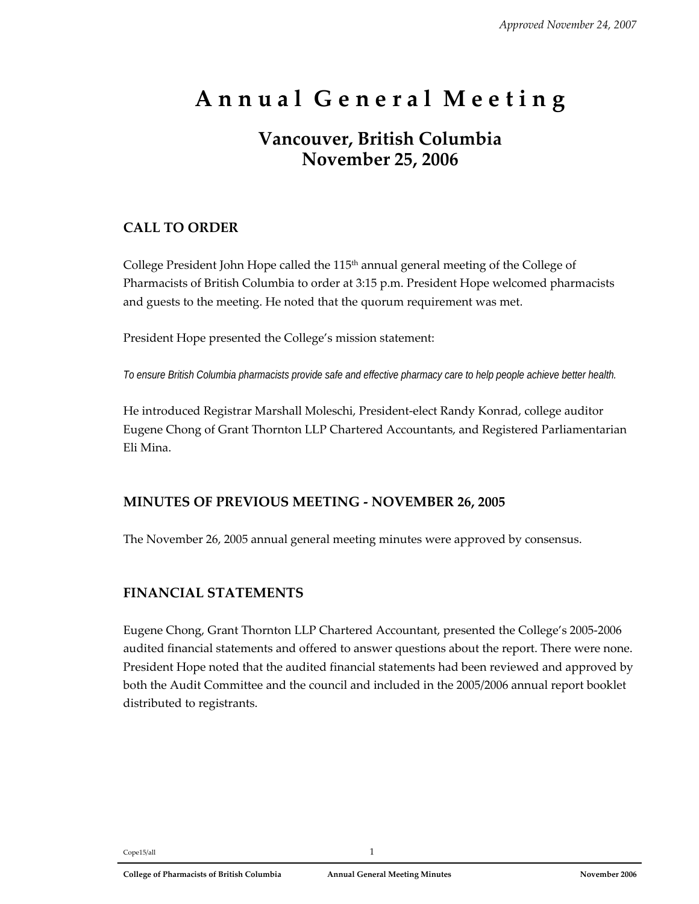*Approved November 24, 2007*

# Annual General Meeting

## Vancouver, British Columbia
## November 25, 2006

### CALL TO ORDER

College President John Hope called the 115th annual general meeting of the College of Pharmacists of British Columbia to order at 3:15 p.m. President Hope welcomed pharmacists and guests to the meeting. He noted that the quorum requirement was met.

President Hope presented the College's mission statement:

*To ensure British Columbia pharmacists provide safe and effective pharmacy care to help people achieve better health.*

He introduced Registrar Marshall Moleschi, President-elect Randy Konrad, college auditor Eugene Chong of Grant Thornton LLP Chartered Accountants, and Registered Parliamentarian Eli Mina.

### MINUTES OF PREVIOUS MEETING - NOVEMBER 26, 2005

The November 26, 2005 annual general meeting minutes were approved by consensus.

### FINANCIAL STATEMENTS

Eugene Chong, Grant Thornton LLP Chartered Accountant, presented the College's 2005-2006 audited financial statements and offered to answer questions about the report. There were none. President Hope noted that the audited financial statements had been reviewed and approved by both the Audit Committee and the council and included in the 2005/2006 annual report booklet distributed to registrants.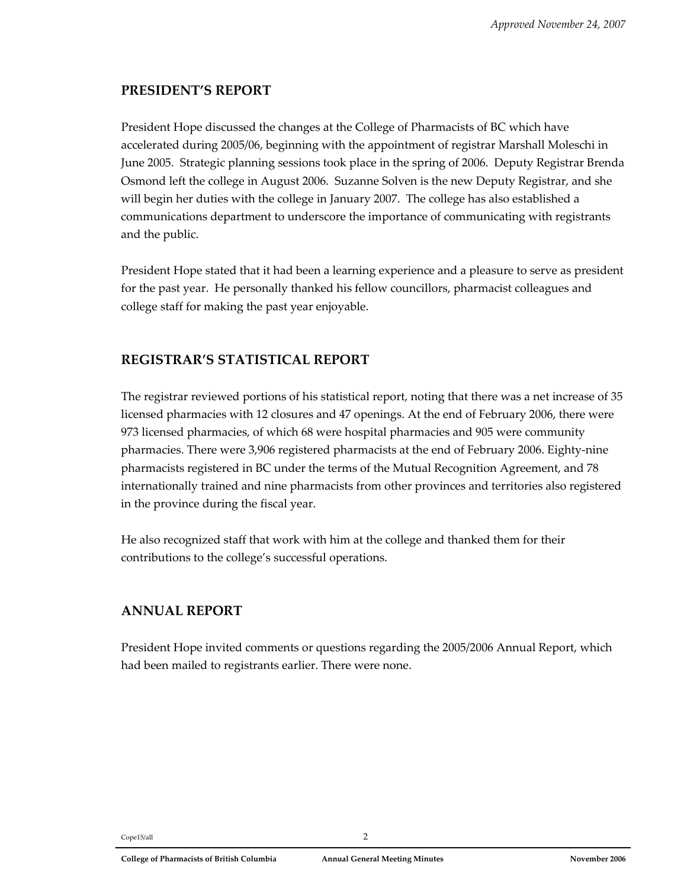*Approved November 24, 2007*

## PRESIDENT'S REPORT

President Hope discussed the changes at the College of Pharmacists of BC which have accelerated during 2005/06, beginning with the appointment of registrar Marshall Moleschi in June 2005. Strategic planning sessions took place in the spring of 2006. Deputy Registrar Brenda Osmond left the college in August 2006. Suzanne Solven is the new Deputy Registrar, and she will begin her duties with the college in January 2007. The college has also established a communications department to underscore the importance of communicating with registrants and the public.

President Hope stated that it had been a learning experience and a pleasure to serve as president for the past year. He personally thanked his fellow councillors, pharmacist colleagues and college staff for making the past year enjoyable.

## REGISTRAR'S STATISTICAL REPORT

The registrar reviewed portions of his statistical report, noting that there was a net increase of 35 licensed pharmacies with 12 closures and 47 openings. At the end of February 2006, there were 973 licensed pharmacies, of which 68 were hospital pharmacies and 905 were community pharmacies. There were 3,906 registered pharmacists at the end of February 2006. Eighty-nine pharmacists registered in BC under the terms of the Mutual Recognition Agreement, and 78 internationally trained and nine pharmacists from other provinces and territories also registered in the province during the fiscal year.

He also recognized staff that work with him at the college and thanked them for their contributions to the college's successful operations.

## ANNUAL REPORT

President Hope invited comments or questions regarding the 2005/2006 Annual Report, which had been mailed to registrants earlier. There were none.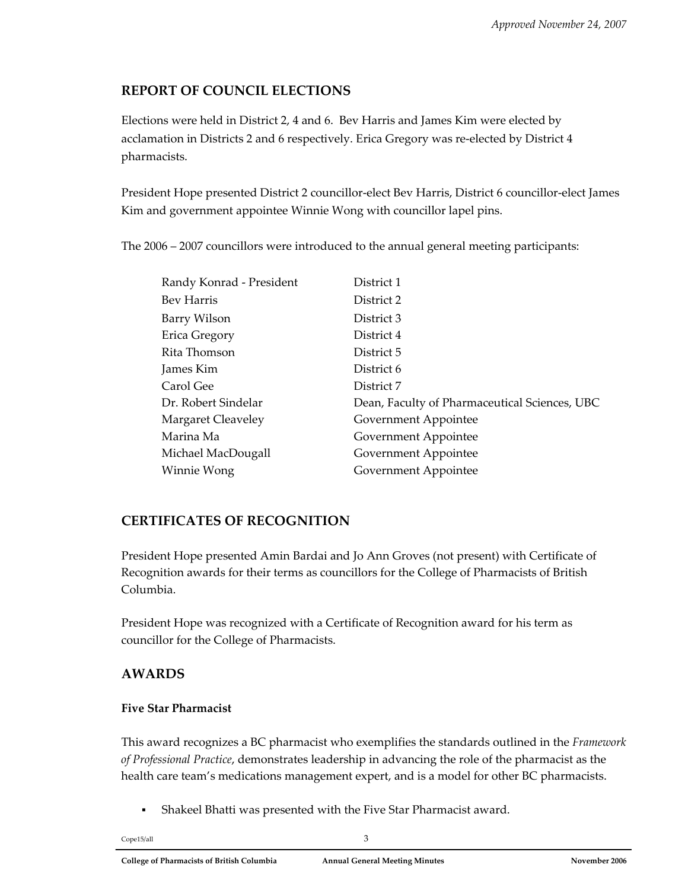## REPORT OF COUNCIL ELECTIONS

Elections were held in District 2, 4 and 6. Bev Harris and James Kim were elected by acclamation in Districts 2 and 6 respectively. Erica Gregory was re-elected by District 4 pharmacists.

President Hope presented District 2 councillor-elect Bev Harris, District 6 councillor-elect James Kim and government appointee Winnie Wong with councillor lapel pins.

The 2006 – 2007 councillors were introduced to the annual general meeting participants:

| | |
|---|---|
| Randy Konrad - President | District 1 |
| Bev Harris | District 2 |
| Barry Wilson | District 3 |
| Erica Gregory | District 4 |
| Rita Thomson | District 5 |
| James Kim | District 6 |
| Carol Gee | District 7 |
| Dr. Robert Sindelar | Dean, Faculty of Pharmaceutical Sciences, UBC |
| Margaret Cleaveley | Government Appointee |
| Marina Ma | Government Appointee |
| Michael MacDougall | Government Appointee |
| Winnie Wong | Government Appointee |

## CERTIFICATES OF RECOGNITION

President Hope presented Amin Bardai and Jo Ann Groves (not present) with Certificate of Recognition awards for their terms as councillors for the College of Pharmacists of British Columbia.

President Hope was recognized with a Certificate of Recognition award for his term as councillor for the College of Pharmacists.

## AWARDS

### Five Star Pharmacist

This award recognizes a BC pharmacist who exemplifies the standards outlined in the *Framework of Professional Practice*, demonstrates leadership in advancing the role of the pharmacist as the health care team's medications management expert, and is a model for other BC pharmacists.

- Shakeel Bhatti was presented with the Five Star Pharmacist award.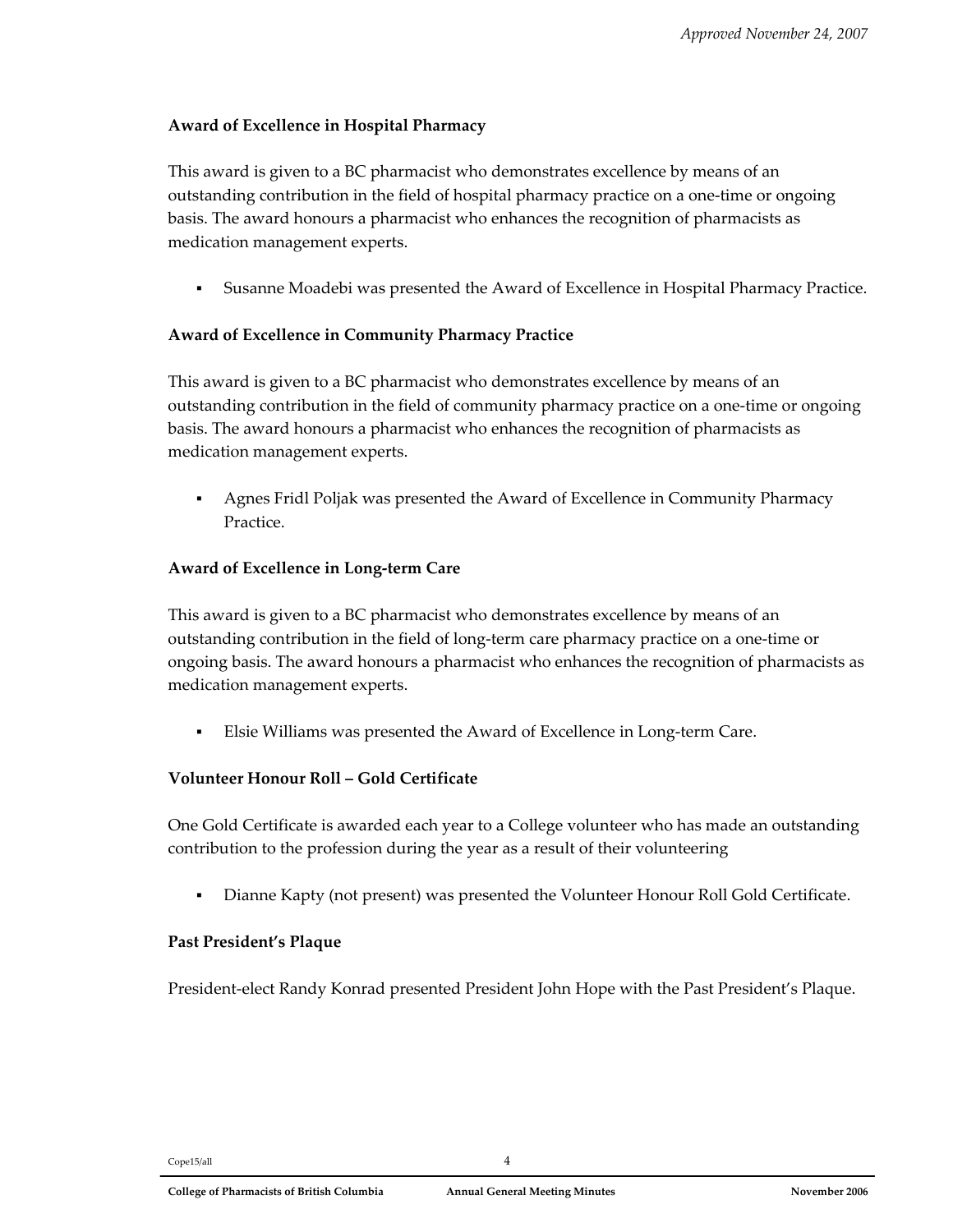### Award of Excellence in Hospital Pharmacy

This award is given to a BC pharmacist who demonstrates excellence by means of an outstanding contribution in the field of hospital pharmacy practice on a one-time or ongoing basis. The award honours a pharmacist who enhances the recognition of pharmacists as medication management experts.

- Susanne Moadebi was presented the Award of Excellence in Hospital Pharmacy Practice.

### Award of Excellence in Community Pharmacy Practice

This award is given to a BC pharmacist who demonstrates excellence by means of an outstanding contribution in the field of community pharmacy practice on a one-time or ongoing basis. The award honours a pharmacist who enhances the recognition of pharmacists as medication management experts.

- Agnes Fridl Poljak was presented the Award of Excellence in Community Pharmacy Practice.

### Award of Excellence in Long-term Care

This award is given to a BC pharmacist who demonstrates excellence by means of an outstanding contribution in the field of long-term care pharmacy practice on a one-time or ongoing basis. The award honours a pharmacist who enhances the recognition of pharmacists as medication management experts.

- Elsie Williams was presented the Award of Excellence in Long-term Care.

### Volunteer Honour Roll – Gold Certificate

One Gold Certificate is awarded each year to a College volunteer who has made an outstanding contribution to the profession during the year as a result of their volunteering

- Dianne Kapty (not present) was presented the Volunteer Honour Roll Gold Certificate.

### Past President's Plaque

President-elect Randy Konrad presented President John Hope with the Past President's Plaque.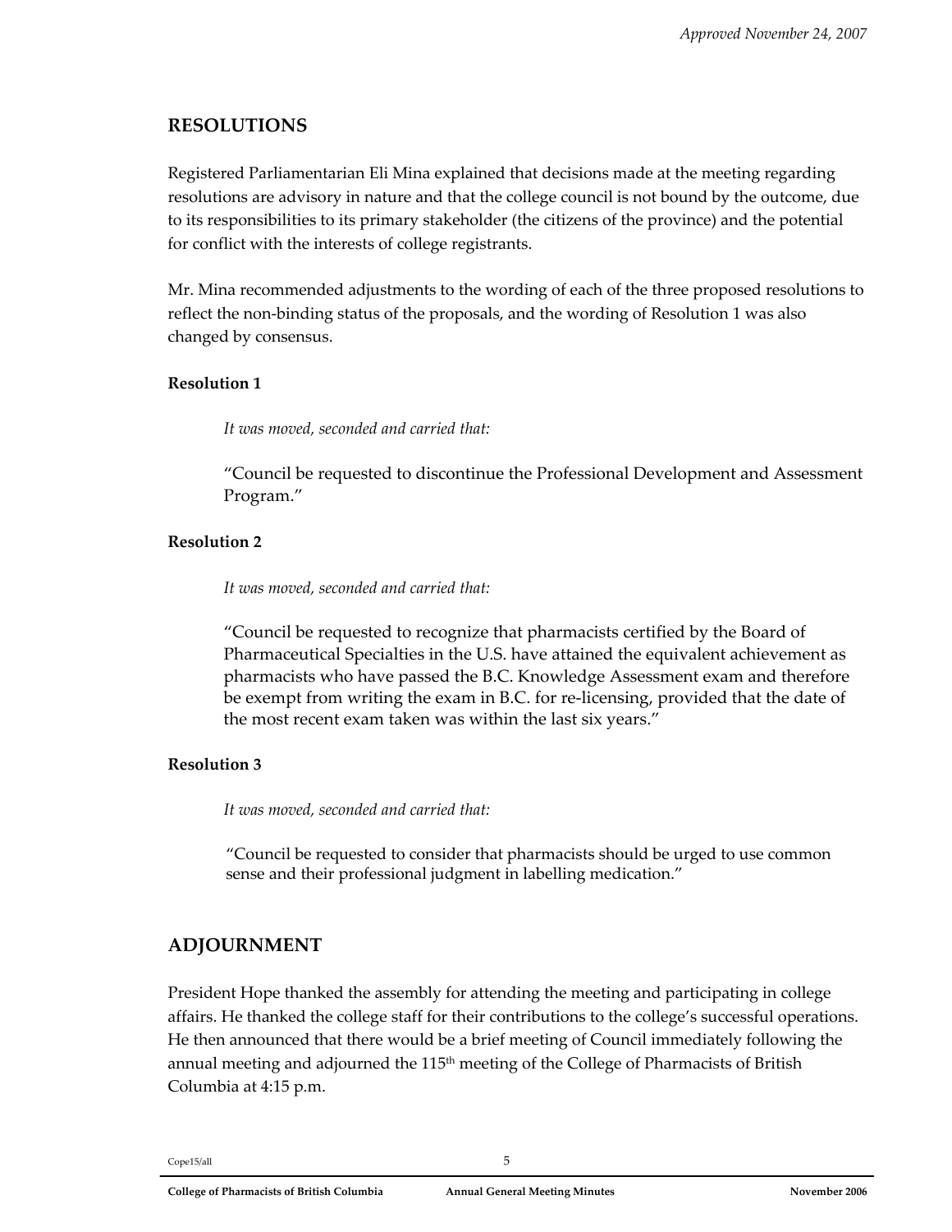## RESOLUTIONS

Registered Parliamentarian Eli Mina explained that decisions made at the meeting regarding resolutions are advisory in nature and that the college council is not bound by the outcome, due to its responsibilities to its primary stakeholder (the citizens of the province) and the potential for conflict with the interests of college registrants.

Mr. Mina recommended adjustments to the wording of each of the three proposed resolutions to reflect the non-binding status of the proposals, and the wording of Resolution 1 was also changed by consensus.

**Resolution 1**

> *It was moved, seconded and carried that:*
>
> "Council be requested to discontinue the Professional Development and Assessment Program."

**Resolution 2**

> *It was moved, seconded and carried that:*
>
> "Council be requested to recognize that pharmacists certified by the Board of Pharmaceutical Specialties in the U.S. have attained the equivalent achievement as pharmacists who have passed the B.C. Knowledge Assessment exam and therefore be exempt from writing the exam in B.C. for re-licensing, provided that the date of the most recent exam taken was within the last six years."

**Resolution 3**

> *It was moved, seconded and carried that:*
>
> "Council be requested to consider that pharmacists should be urged to use common sense and their professional judgment in labelling medication."

## ADJOURNMENT

President Hope thanked the assembly for attending the meeting and participating in college affairs. He thanked the college staff for their contributions to the college's successful operations. He then announced that there would be a brief meeting of Council immediately following the annual meeting and adjourned the 115th meeting of the College of Pharmacists of British Columbia at 4:15 p.m.